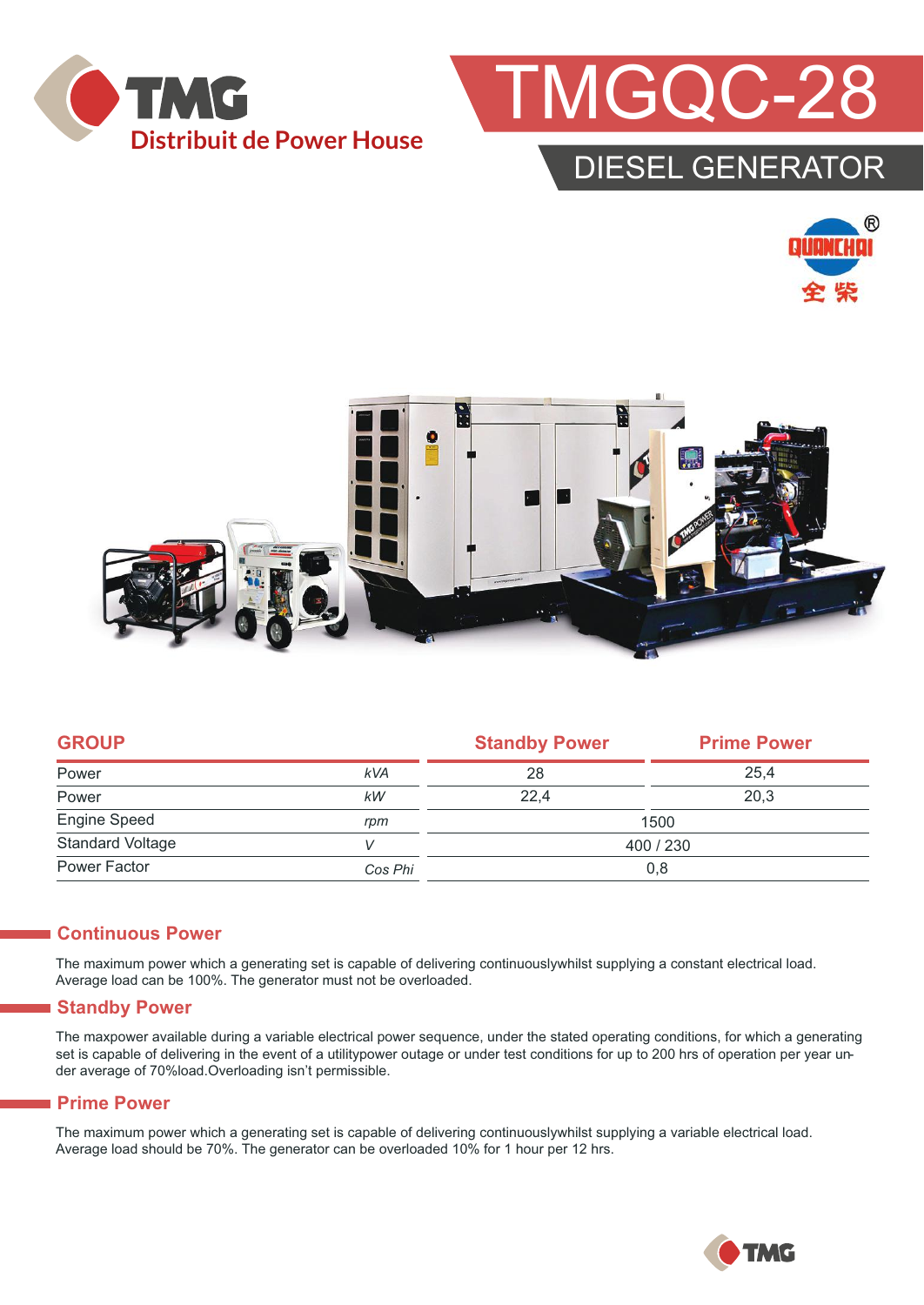TMG

Distribuit de Power House

# TMGQC-28

## DIESEL GENERATOR

QUANCHAI 全柴

| GROUP | | Standby Power | Prime Power |
|---|---|---|---|
| Power | kVA | 28 | 25,4 |
| Power | kW | 22,4 | 20,3 |
| Engine Speed | rpm | 1500 | |
| Standard Voltage | V | 400 / 230 | |
| Power Factor | Cos Phi | 0,8 | |

## Continuous Power

The maximum power which a generating set is capable of delivering continuouslywhilst supplying a constant electrical load. Average load can be 100%. The generator must not be overloaded.

## Standby Power

The maxpower available during a variable electrical power sequence, under the stated operating conditions, for which a generating set is capable of delivering in the event of a utilitypower outage or under test conditions for up to 200 hrs of operation per year under average of 70%load.Overloading isn't permissible.

## Prime Power

The maximum power which a generating set is capable of delivering continuouslywhilst supplying a variable electrical load. Average load should be 70%. The generator can be overloaded 10% for 1 hour per 12 hrs.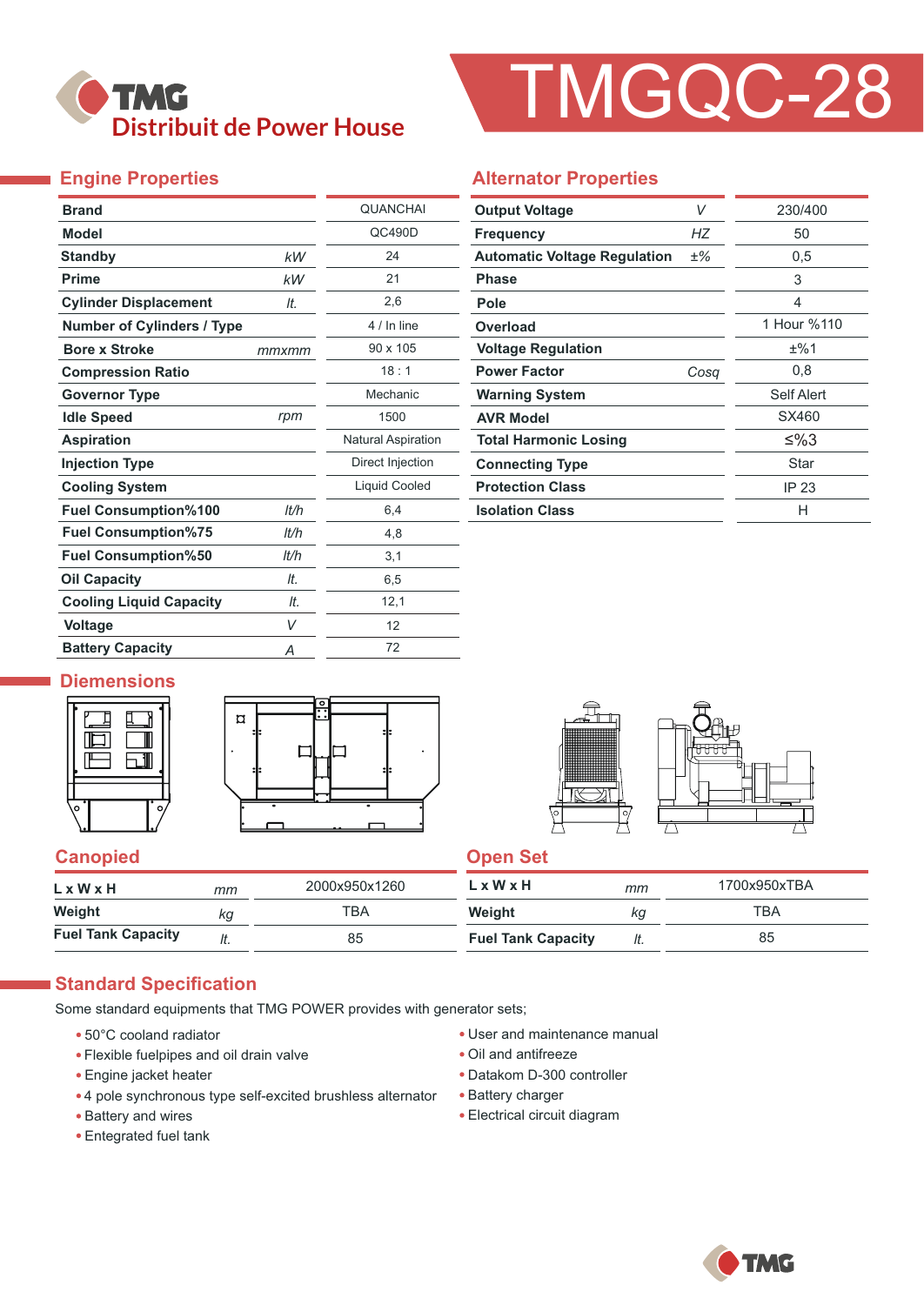# TMGQC-28

TMG Distribuit de Power House

## Engine Properties

| | | |
|---|---|---|
| Brand | | QUANCHAI |
| Model | | QC490D |
| Standby | kW | 24 |
| Prime | kW | 21 |
| Cylinder Displacement | lt. | 2,6 |
| Number of Cylinders / Type | | 4 / In line |
| Bore x Stroke | mmxmm | 90 x 105 |
| Compression Ratio | | 18 : 1 |
| Governor Type | | Mechanic |
| Idle Speed | rpm | 1500 |
| Aspiration | | Natural Aspiration |
| Injection Type | | Direct Injection |
| Cooling System | | Liquid Cooled |
| Fuel Consumption%100 | lt/h | 6,4 |
| Fuel Consumption%75 | lt/h | 4,8 |
| Fuel Consumption%50 | lt/h | 3,1 |
| Oil Capacity | lt. | 6,5 |
| Cooling Liquid Capacity | lt. | 12,1 |
| Voltage | V | 12 |
| Battery Capacity | A | 72 |

## Alternator Properties

| | | |
|---|---|---|
| Output Voltage | V | 230/400 |
| Frequency | HZ | 50 |
| Automatic Voltage Regulation | ±% | 0,5 |
| Phase | | 3 |
| Pole | | 4 |
| Overload | | 1 Hour %110 |
| Voltage Regulation | | ±%1 |
| Power Factor | Cosq | 0,8 |
| Warning System | | Self Alert |
| AVR Model | | SX460 |
| Total Harmonic Losing | | ≤%3 |
| Connecting Type | | Star |
| Protection Class | | IP 23 |
| Isolation Class | | H |

## Diemensions

### Canopied

| | | |
|---|---|---|
| L x W x H | mm | 2000x950x1260 |
| Weight | kg | TBA |
| Fuel Tank Capacity | lt. | 85 |

### Open Set

| | | |
|---|---|---|
| L x W x H | mm | 1700x950xTBA |
| Weight | kg | TBA |
| Fuel Tank Capacity | lt. | 85 |

## Standard Specification

Some standard equipments that TMG POWER provides with generator sets;

- 50°C cooland radiator
- Flexible fuelpipes and oil drain valve
- Engine jacket heater
- 4 pole synchronous type self-excited brushless alternator
- Battery and wires
- Entegrated fuel tank
- User and maintenance manual
- Oil and antifreeze
- Datakom D-300 controller
- Battery charger
- Electrical circuit diagram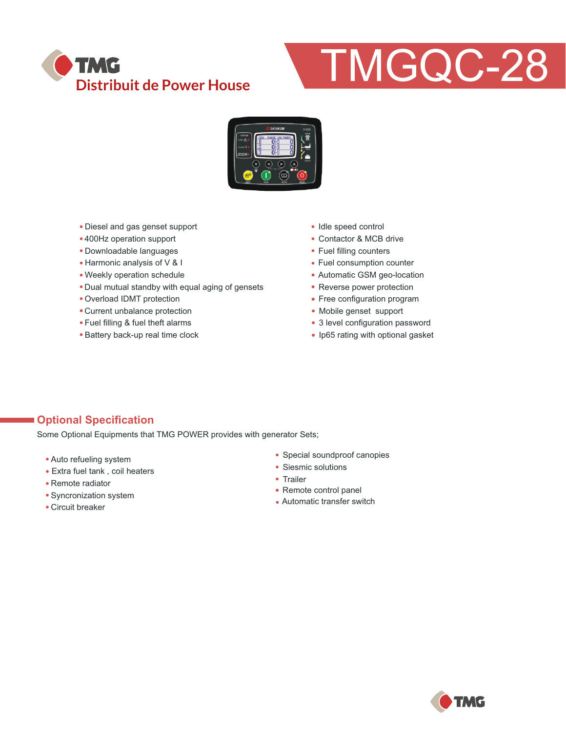TMG
Distribuit de Power House

# TMGQC-28

- Diesel and gas genset support
- 400Hz operation support
- Downloadable languages
- Harmonic analysis of V & I
- Weekly operation schedule
- Dual mutual standby with equal aging of gensets
- Overload IDMT protection
- Current unbalance protection
- Fuel filling & fuel theft alarms
- Battery back-up real time clock
- Idle speed control
- Contactor & MCB drive
- Fuel filling counters
- Fuel consumption counter
- Automatic GSM geo-location
- Reverse power protection
- Free configuration program
- Mobile genset support
- 3 level configuration password
- Ip65 rating with optional gasket

## Optional Specification

Some Optional Equipments that TMG POWER provides with generator Sets;

- Auto refueling system
- Extra fuel tank , coil heaters
- Remote radiator
- Syncronization system
- Circuit breaker
- Special soundproof canopies
- Siesmic solutions
- Trailer
- Remote control panel
- Automatic transfer switch